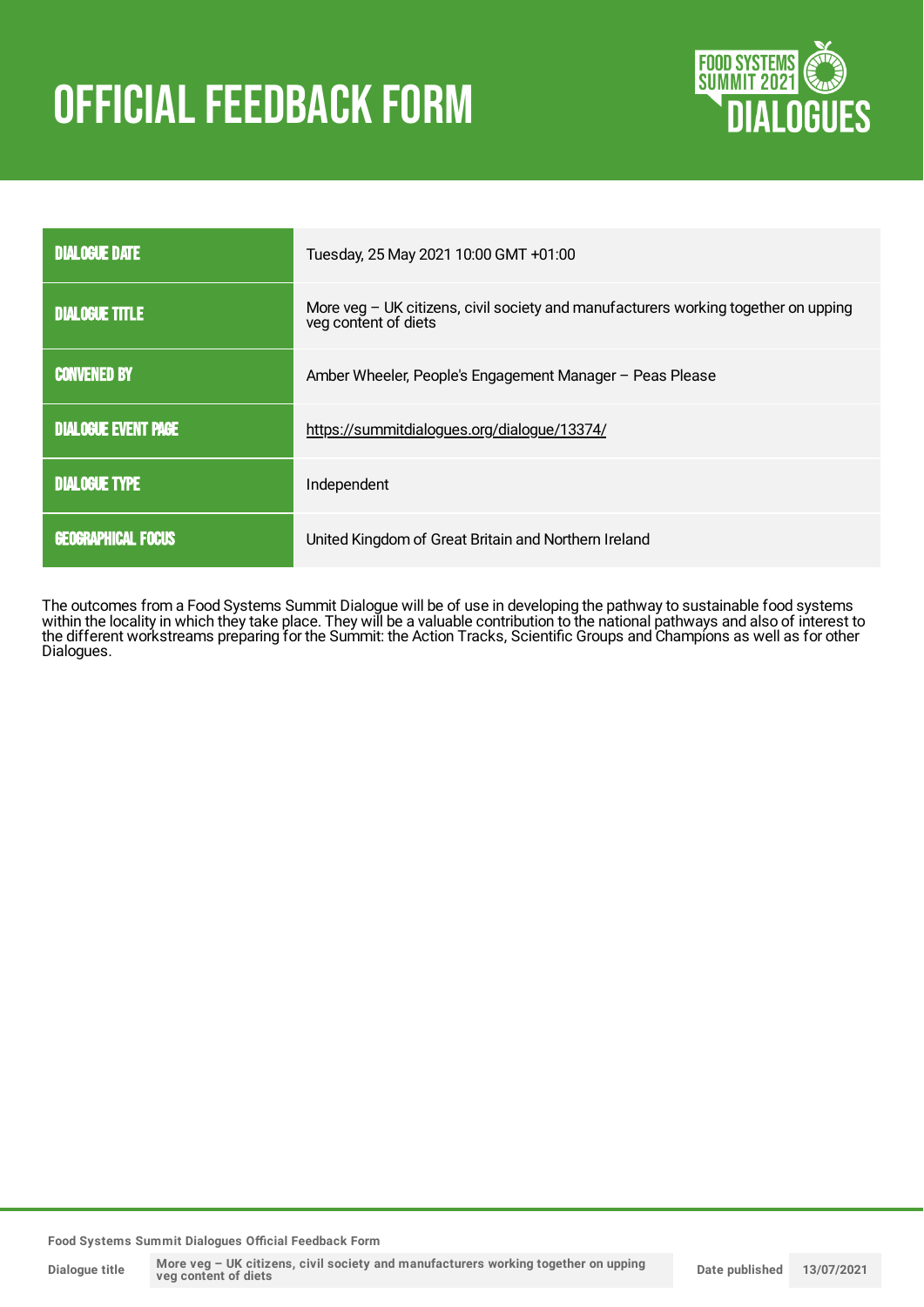# OFFICIAL FEEDBACK FORM

| | |
|---|---|
| DIALOGUE DATE | Tuesday, 25 May 2021 10:00 GMT +01:00 |
| DIALOGUE TITLE | More veg – UK citizens, civil society and manufacturers working together on upping veg content of diets |
| CONVENED BY | Amber Wheeler, People's Engagement Manager – Peas Please |
| DIALOGUE EVENT PAGE | https://summitdialogues.org/dialogue/13374/ |
| DIALOGUE TYPE | Independent |
| GEOGRAPHICAL FOCUS | United Kingdom of Great Britain and Northern Ireland |

The outcomes from a Food Systems Summit Dialogue will be of use in developing the pathway to sustainable food systems within the locality in which they take place. They will be a valuable contribution to the national pathways and also of interest to the different workstreams preparing for the Summit: the Action Tracks, Scientific Groups and Champions as well as for other Dialogues.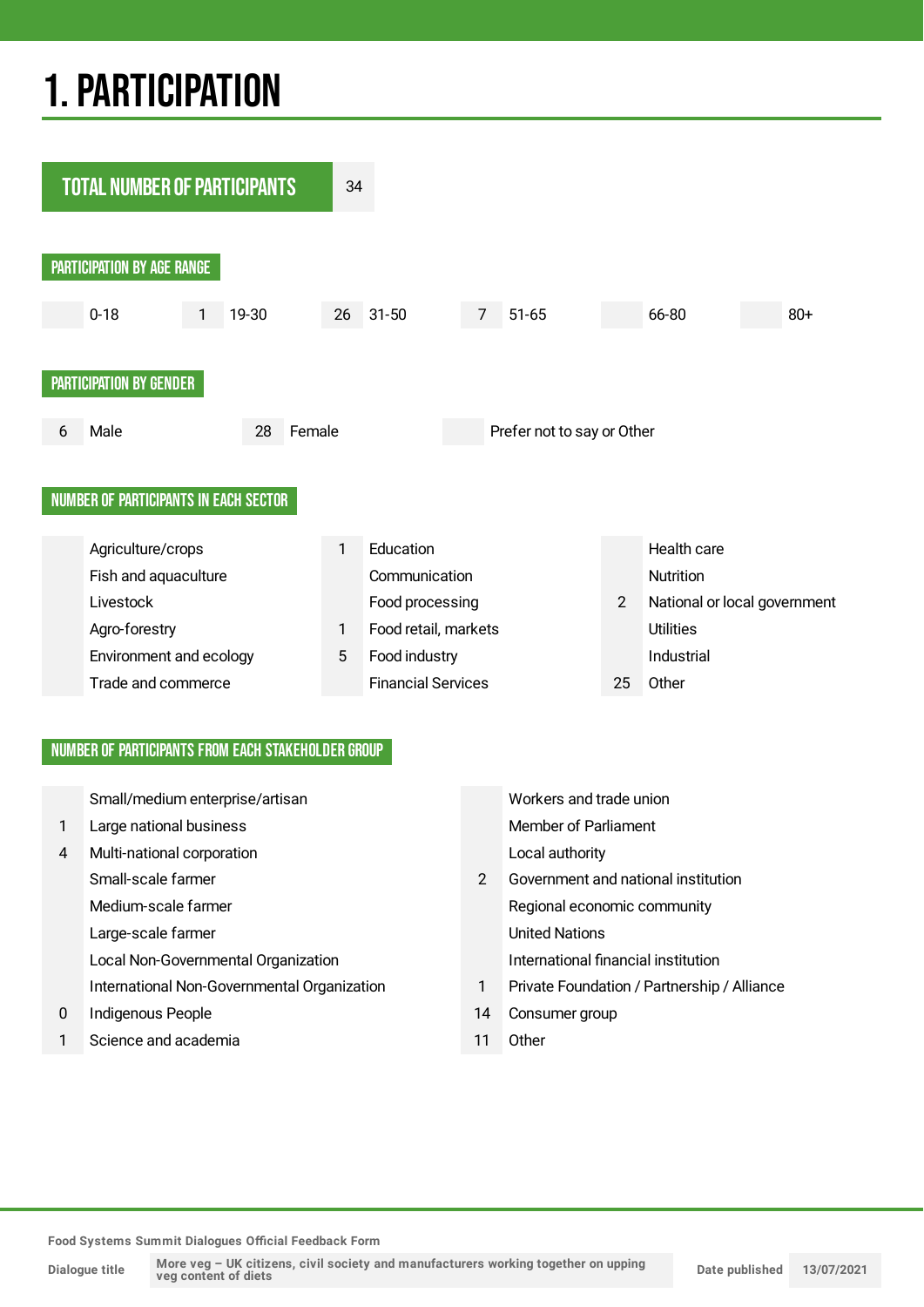# 1. PARTICIPATION

| TOTAL NUMBER OF PARTICIPANTS | 34 |
|---|---|

## PARTICIPATION BY AGE RANGE

| | 0-18 | 1 | 19-30 | 26 | 31-50 | 7 | 51-65 | | 66-80 | | 80+ |
|---|---|---|---|---|---|---|---|---|---|---|---|

## PARTICIPATION BY GENDER

| 6 | Male | 28 | Female | | Prefer not to say or Other |
|---|---|---|---|---|---|

## NUMBER OF PARTICIPANTS IN EACH SECTOR

| | | | | | |
|---|---|---|---|---|---|
| | Agriculture/crops | 1 | Education | | Health care |
| | Fish and aquaculture | | Communication | | Nutrition |
| | Livestock | | Food processing | 2 | National or local government |
| | Agro-forestry | 1 | Food retail, markets | | Utilities |
| | Environment and ecology | 5 | Food industry | | Industrial |
| | Trade and commerce | | Financial Services | 25 | Other |

## NUMBER OF PARTICIPANTS FROM EACH STAKEHOLDER GROUP

| | | | |
|---|---|---|---|
| | Small/medium enterprise/artisan | | Workers and trade union |
| 1 | Large national business | | Member of Parliament |
| 4 | Multi-national corporation | | Local authority |
| | Small-scale farmer | 2 | Government and national institution |
| | Medium-scale farmer | | Regional economic community |
| | Large-scale farmer | | United Nations |
| | Local Non-Governmental Organization | | International financial institution |
| | International Non-Governmental Organization | 1 | Private Foundation / Partnership / Alliance |
| 0 | Indigenous People | 14 | Consumer group |
| 1 | Science and academia | 11 | Other |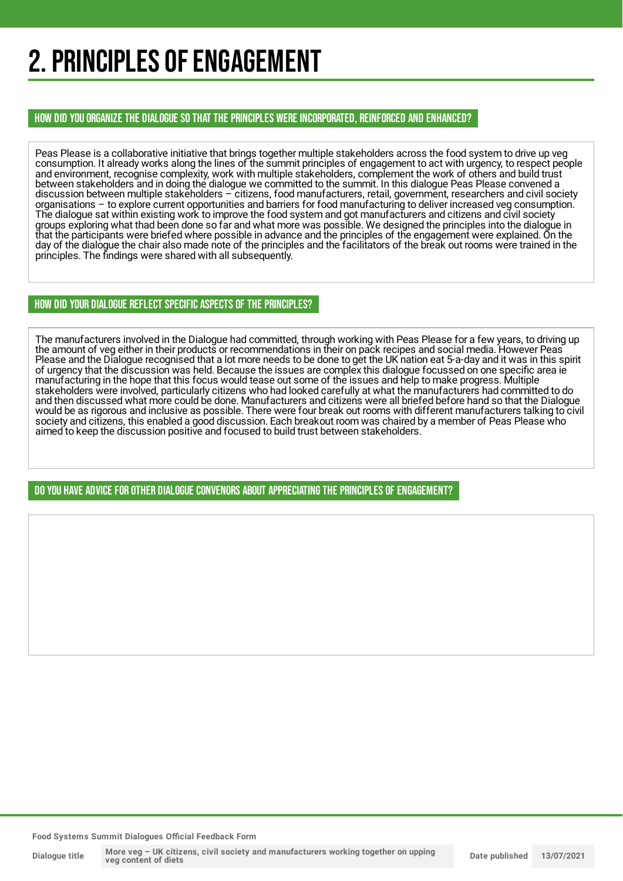# 2. PRINCIPLES OF ENGAGEMENT

### HOW DID YOU ORGANIZE THE DIALOGUE SO THAT THE PRINCIPLES WERE INCORPORATED, REINFORCED AND ENHANCED?

Peas Please is a collaborative initiative that brings together multiple stakeholders across the food system to drive up veg consumption. It already works along the lines of the summit principles of engagement to act with urgency, to respect people and environment, recognise complexity, work with multiple stakeholders, complement the work of others and build trust between stakeholders and in doing the dialogue we committed to the summit. In this dialogue Peas Please convened a discussion between multiple stakeholders – citizens, food manufacturers, retail, government, researchers and civil society organisations – to explore current opportunities and barriers for food manufacturing to deliver increased veg consumption. The dialogue sat within existing work to improve the food system and got manufacturers and citizens and civil society groups exploring what thad been done so far and what more was possible. We designed the principles into the dialogue in that the participants were briefed where possible in advance and the principles of the engagement were explained. On the day of the dialogue the chair also made note of the principles and the facilitators of the break out rooms were trained in the principles. The findings were shared with all subsequently.

### HOW DID YOUR DIALOGUE REFLECT SPECIFIC ASPECTS OF THE PRINCIPLES?

The manufacturers involved in the Dialogue had committed, through working with Peas Please for a few years, to driving up the amount of veg either in their products or recommendations in their on pack recipes and social media. However Peas Please and the Dialogue recognised that a lot more needs to be done to get the UK nation eat 5-a-day and it was in this spirit of urgency that the discussion was held. Because the issues are complex this dialogue focussed on one specific area ie manufacturing in the hope that this focus would tease out some of the issues and help to make progress. Multiple stakeholders were involved, particularly citizens who had looked carefully at what the manufacturers had committed to do and then discussed what more could be done. Manufacturers and citizens were all briefed before hand so that the Dialogue would be as rigorous and inclusive as possible. There were four break out rooms with different manufacturers talking to civil society and citizens, this enabled a good discussion. Each breakout room was chaired by a member of Peas Please who aimed to keep the discussion positive and focused to build trust between stakeholders.

### DO YOU HAVE ADVICE FOR OTHER DIALOGUE CONVENORS ABOUT APPRECIATING THE PRINCIPLES OF ENGAGEMENT?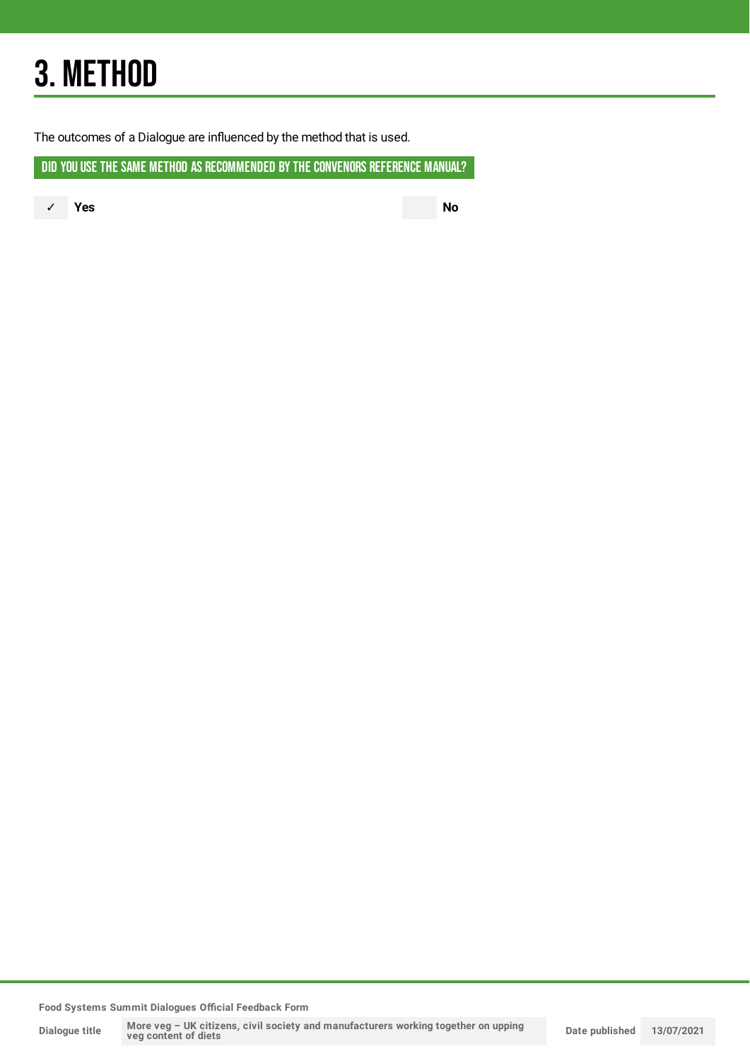# 3. METHOD

The outcomes of a Dialogue are influenced by the method that is used.

**DID YOU USE THE SAME METHOD AS RECOMMENDED BY THE CONVENORS REFERENCE MANUAL?**

| | | | |
|---|---|---|---|
| ✓ | **Yes** | | **No** |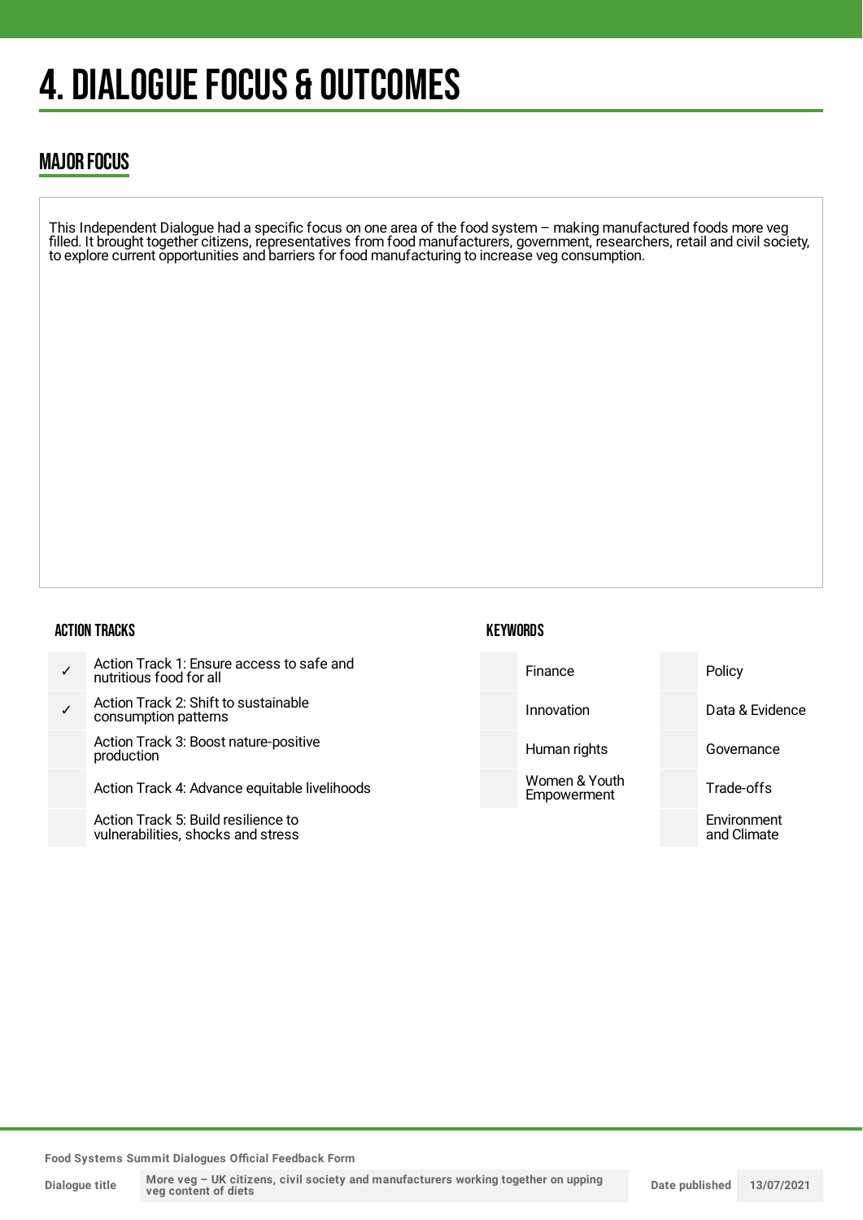# 4. DIALOGUE FOCUS & OUTCOMES

## MAJOR FOCUS

This Independent Dialogue had a specific focus on one area of the food system – making manufactured foods more veg filled. It brought together citizens, representatives from food manufacturers, government, researchers, retail and civil society, to explore current opportunities and barriers for food manufacturing to increase veg consumption.

### ACTION TRACKS

| | |
|---|---|
| ✓ | Action Track 1: Ensure access to safe and nutritious food for all |
| ✓ | Action Track 2: Shift to sustainable consumption patterns |
| | Action Track 3: Boost nature-positive production |
| | Action Track 4: Advance equitable livelihoods |
| | Action Track 5: Build resilience to vulnerabilities, shocks and stress |

### KEYWORDS

| | | | |
|---|---|---|---|
| | Finance | | Policy |
| | Innovation | | Data & Evidence |
| | Human rights | | Governance |
| | Women & Youth Empowerment | | Trade-offs |
| | | | Environment and Climate |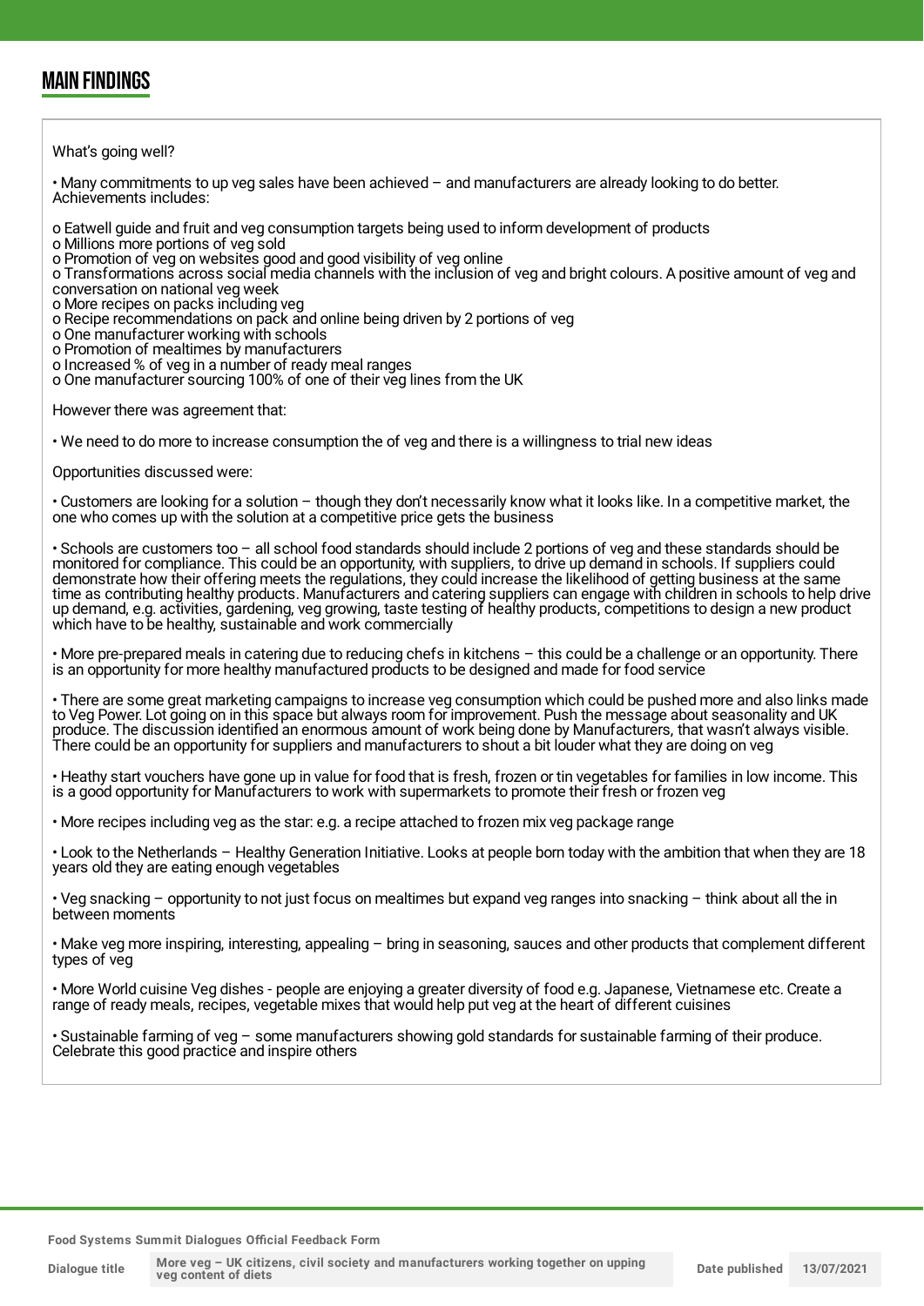## MAIN FINDINGS

What's going well?

• Many commitments to up veg sales have been achieved – and manufacturers are already looking to do better. Achievements includes:

o Eatwell guide and fruit and veg consumption targets being used to inform development of products
o Millions more portions of veg sold
o Promotion of veg on websites good and good visibility of veg online
o Transformations across social media channels with the inclusion of veg and bright colours. A positive amount of veg and conversation on national veg week
o More recipes on packs including veg
o Recipe recommendations on pack and online being driven by 2 portions of veg
o One manufacturer working with schools
o Promotion of mealtimes by manufacturers
o Increased % of veg in a number of ready meal ranges
o One manufacturer sourcing 100% of one of their veg lines from the UK

However there was agreement that:

• We need to do more to increase consumption the of veg and there is a willingness to trial new ideas

Opportunities discussed were:

• Customers are looking for a solution – though they don't necessarily know what it looks like. In a competitive market, the one who comes up with the solution at a competitive price gets the business

• Schools are customers too – all school food standards should include 2 portions of veg and these standards should be monitored for compliance. This could be an opportunity, with suppliers, to drive up demand in schools. If suppliers could demonstrate how their offering meets the regulations, they could increase the likelihood of getting business at the same time as contributing healthy products. Manufacturers and catering suppliers can engage with children in schools to help drive up demand, e.g. activities, gardening, veg growing, taste testing of healthy products, competitions to design a new product which have to be healthy, sustainable and work commercially

• More pre-prepared meals in catering due to reducing chefs in kitchens – this could be a challenge or an opportunity. There is an opportunity for more healthy manufactured products to be designed and made for food service

• There are some great marketing campaigns to increase veg consumption which could be pushed more and also links made to Veg Power. Lot going on in this space but always room for improvement. Push the message about seasonality and UK produce. The discussion identified an enormous amount of work being done by Manufacturers, that wasn't always visible. There could be an opportunity for suppliers and manufacturers to shout a bit louder what they are doing on veg

• Heathy start vouchers have gone up in value for food that is fresh, frozen or tin vegetables for families in low income. This is a good opportunity for Manufacturers to work with supermarkets to promote their fresh or frozen veg

• More recipes including veg as the star: e.g. a recipe attached to frozen mix veg package range

• Look to the Netherlands – Healthy Generation Initiative. Looks at people born today with the ambition that when they are 18 years old they are eating enough vegetables

• Veg snacking – opportunity to not just focus on mealtimes but expand veg ranges into snacking – think about all the in between moments

• Make veg more inspiring, interesting, appealing – bring in seasoning, sauces and other products that complement different types of veg

• More World cuisine Veg dishes - people are enjoying a greater diversity of food e.g. Japanese, Vietnamese etc. Create a range of ready meals, recipes, vegetable mixes that would help put veg at the heart of different cuisines

• Sustainable farming of veg – some manufacturers showing gold standards for sustainable farming of their produce. Celebrate this good practice and inspire others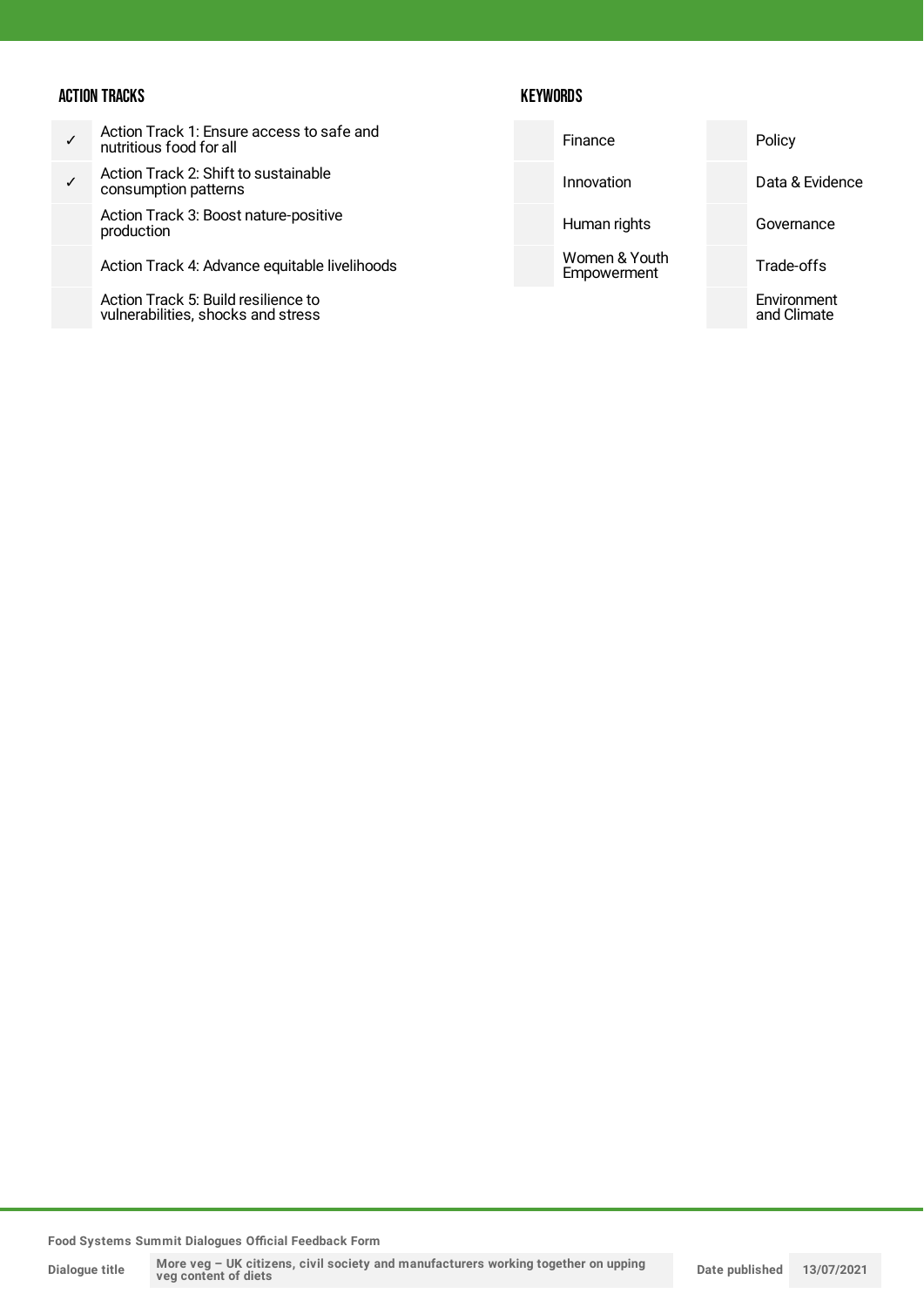### ACTION TRACKS

| | |
|---|---|
| ✓ | Action Track 1: Ensure access to safe and nutritious food for all |
| ✓ | Action Track 2: Shift to sustainable consumption patterns |
| | Action Track 3: Boost nature-positive production |
| | Action Track 4: Advance equitable livelihoods |
| | Action Track 5: Build resilience to vulnerabilities, shocks and stress |

### KEYWORDS

| | | | |
|---|---|---|---|
| | Finance | | Policy |
| | Innovation | | Data & Evidence |
| | Human rights | | Governance |
| | Women & Youth Empowerment | | Trade-offs |
| | | | Environment and Climate |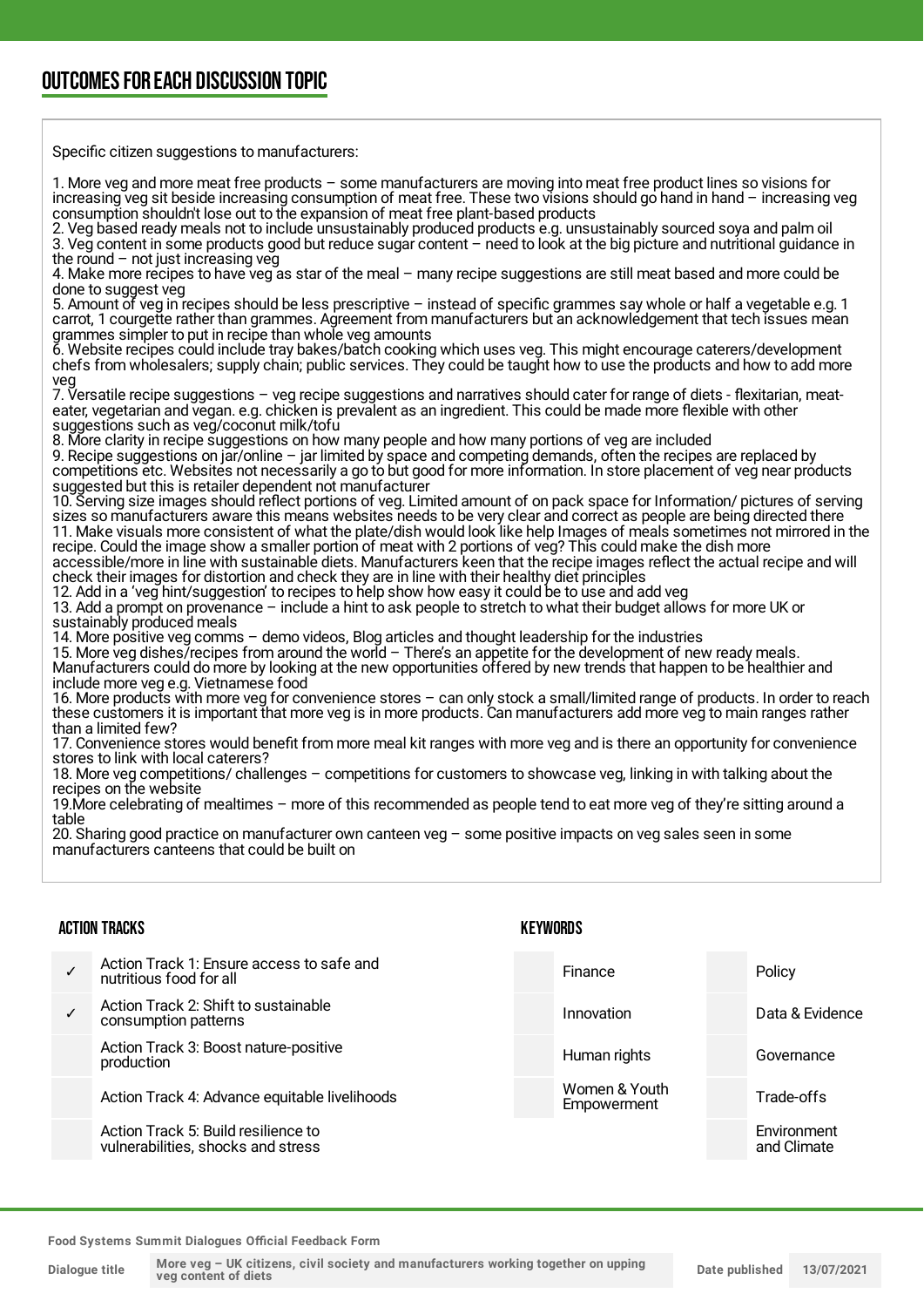## OUTCOMES FOR EACH DISCUSSION TOPIC

Specific citizen suggestions to manufacturers:

1. More veg and more meat free products – some manufacturers are moving into meat free product lines so visions for increasing veg sit beside increasing consumption of meat free. These two visions should go hand in hand – increasing veg consumption shouldn't lose out to the expansion of meat free plant-based products
2. Veg based ready meals not to include unsustainably produced products e.g. unsustainably sourced soya and palm oil
3. Veg content in some products good but reduce sugar content – need to look at the big picture and nutritional guidance in the round – not just increasing veg
4. Make more recipes to have veg as star of the meal – many recipe suggestions are still meat based and more could be done to suggest veg
5. Amount of veg in recipes should be less prescriptive – instead of specific grammes say whole or half a vegetable e.g. 1 carrot, 1 courgette rather than grammes. Agreement from manufacturers but an acknowledgement that tech issues mean grammes simpler to put in recipe than whole veg amounts
6. Website recipes could include tray bakes/batch cooking which uses veg. This might encourage caterers/development chefs from wholesalers; supply chain; public services. They could be taught how to use the products and how to add more veg
7. Versatile recipe suggestions – veg recipe suggestions and narratives should cater for range of diets - flexitarian, meat-eater, vegetarian and vegan. e.g. chicken is prevalent as an ingredient. This could be made more flexible with other suggestions such as veg/coconut milk/tofu
8. More clarity in recipe suggestions on how many people and how many portions of veg are included
9. Recipe suggestions on jar/online – jar limited by space and competing demands, often the recipes are replaced by competitions etc. Websites not necessarily a go to but good for more information. In store placement of veg near products suggested but this is retailer dependent not manufacturer
10. Serving size images should reflect portions of veg. Limited amount of on pack space for Information/ pictures of serving sizes so manufacturers aware this means websites needs to be very clear and correct as people are being directed there
11. Make visuals more consistent of what the plate/dish would look like help Images of meals sometimes not mirrored in the recipe. Could the image show a smaller portion of meat with 2 portions of veg? This could make the dish more accessible/more in line with sustainable diets. Manufacturers keen that the recipe images reflect the actual recipe and will check their images for distortion and check they are in line with their healthy diet principles
12. Add in a 'veg hint/suggestion' to recipes to help show how easy it could be to use and add veg
13. Add a prompt on provenance – include a hint to ask people to stretch to what their budget allows for more UK or sustainably produced meals
14. More positive veg comms – demo videos, Blog articles and thought leadership for the industries
15. More veg dishes/recipes from around the world – There's an appetite for the development of new ready meals. Manufacturers could do more by looking at the new opportunities offered by new trends that happen to be healthier and include more veg e.g. Vietnamese food
16. More products with more veg for convenience stores – can only stock a small/limited range of products. In order to reach these customers it is important that more veg is in more products. Can manufacturers add more veg to main ranges rather than a limited few?
17. Convenience stores would benefit from more meal kit ranges with more veg and is there an opportunity for convenience stores to link with local caterers?
18. More veg competitions/ challenges – competitions for customers to showcase veg, linking in with talking about the recipes on the website
19. More celebrating of mealtimes – more of this recommended as people tend to eat more veg of they're sitting around a table
20. Sharing good practice on manufacturer own canteen veg – some positive impacts on veg sales seen in some manufacturers canteens that could be built on

### ACTION TRACKS

| | |
|---|---|
| ✓ | Action Track 1: Ensure access to safe and nutritious food for all |
| ✓ | Action Track 2: Shift to sustainable consumption patterns |
| | Action Track 3: Boost nature-positive production |
| | Action Track 4: Advance equitable livelihoods |
| | Action Track 5: Build resilience to vulnerabilities, shocks and stress |

### KEYWORDS

| | | | |
|---|---|---|---|
| | Finance | | Policy |
| | Innovation | | Data & Evidence |
| | Human rights | | Governance |
| | Women & Youth Empowerment | | Trade-offs |
| | | | Environment and Climate |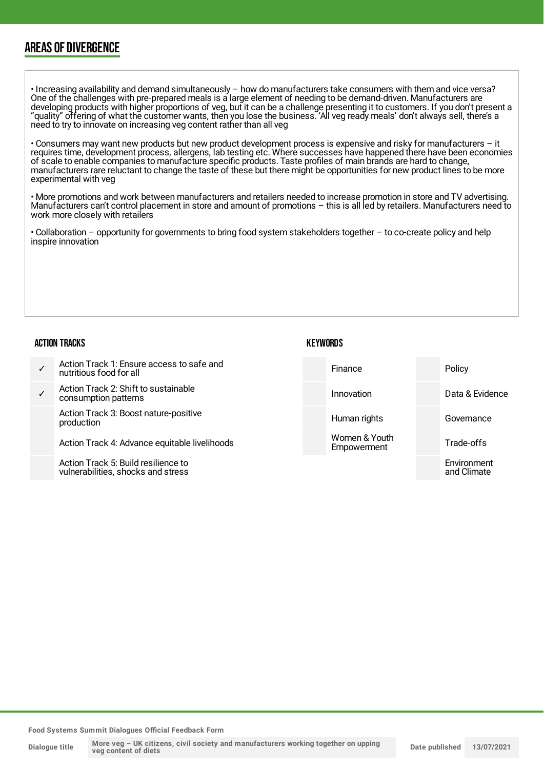## AREAS OF DIVERGENCE

• Increasing availability and demand simultaneously – how do manufacturers take consumers with them and vice versa? One of the challenges with pre-prepared meals is a large element of needing to be demand-driven. Manufacturers are developing products with higher proportions of veg, but it can be a challenge presenting it to customers. If you don't present a "quality" offering of what the customer wants, then you lose the business. 'All veg ready meals' don't always sell, there's a need to try to innovate on increasing veg content rather than all veg

• Consumers may want new products but new product development process is expensive and risky for manufacturers – it requires time, development process, allergens, lab testing etc. Where successes have happened there have been economies of scale to enable companies to manufacture specific products. Taste profiles of main brands are hard to change, manufacturers rare reluctant to change the taste of these but there might be opportunities for new product lines to be more experimental with veg

• More promotions and work between manufacturers and retailers needed to increase promotion in store and TV advertising. Manufacturers can't control placement in store and amount of promotions – this is all led by retailers. Manufacturers need to work more closely with retailers

• Collaboration – opportunity for governments to bring food system stakeholders together – to co-create policy and help inspire innovation

### ACTION TRACKS

| | |
|---|---|
| ✓ | Action Track 1: Ensure access to safe and nutritious food for all |
| ✓ | Action Track 2: Shift to sustainable consumption patterns |
| | Action Track 3: Boost nature-positive production |
| | Action Track 4: Advance equitable livelihoods |
| | Action Track 5: Build resilience to vulnerabilities, shocks and stress |

### KEYWORDS

| | | | |
|---|---|---|---|
| | Finance | | Policy |
| | Innovation | | Data & Evidence |
| | Human rights | | Governance |
| | Women & Youth Empowerment | | Trade-offs |
| | | | Environment and Climate |